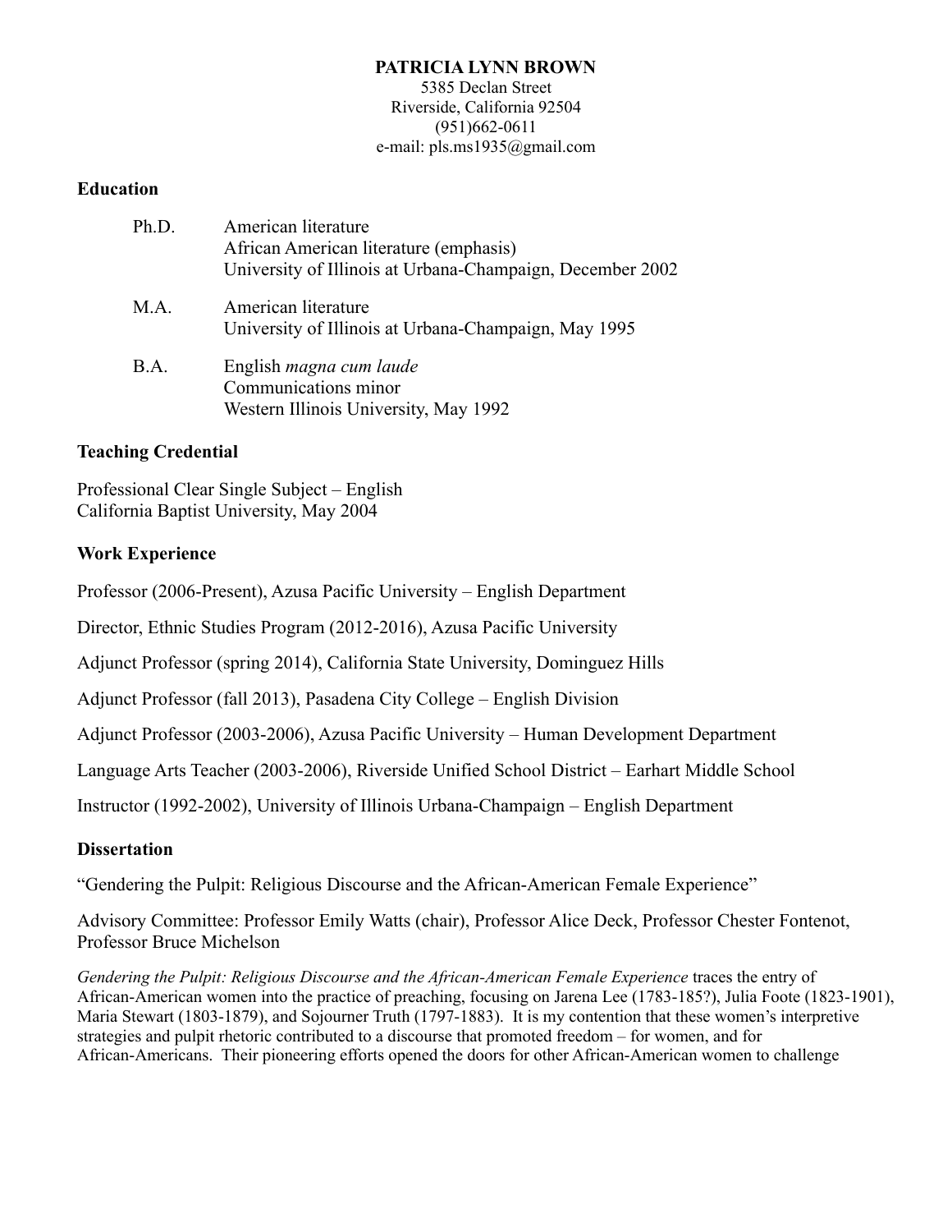# PATRICIA LYNN BROWN

5385 Declan Street
Riverside, California 92504
(951)662-0611
e-mail: pls.ms1935@gmail.com

## Education

Ph.D. American literature
African American literature (emphasis)
University of Illinois at Urbana-Champaign, December 2002

M.A. American literature
University of Illinois at Urbana-Champaign, May 1995

B.A. English *magna cum laude*
Communications minor
Western Illinois University, May 1992

## Teaching Credential

Professional Clear Single Subject – English
California Baptist University, May 2004

## Work Experience

Professor (2006-Present), Azusa Pacific University – English Department

Director, Ethnic Studies Program (2012-2016), Azusa Pacific University

Adjunct Professor (spring 2014), California State University, Dominguez Hills

Adjunct Professor (fall 2013), Pasadena City College – English Division

Adjunct Professor (2003-2006), Azusa Pacific University – Human Development Department

Language Arts Teacher (2003-2006), Riverside Unified School District – Earhart Middle School

Instructor (1992-2002), University of Illinois Urbana-Champaign – English Department

## Dissertation

"Gendering the Pulpit: Religious Discourse and the African-American Female Experience"

Advisory Committee: Professor Emily Watts (chair), Professor Alice Deck, Professor Chester Fontenot, Professor Bruce Michelson

*Gendering the Pulpit: Religious Discourse and the African-American Female Experience* traces the entry of African-American women into the practice of preaching, focusing on Jarena Lee (1783-185?), Julia Foote (1823-1901), Maria Stewart (1803-1879), and Sojourner Truth (1797-1883). It is my contention that these women's interpretive strategies and pulpit rhetoric contributed to a discourse that promoted freedom – for women, and for African-Americans. Their pioneering efforts opened the doors for other African-American women to challenge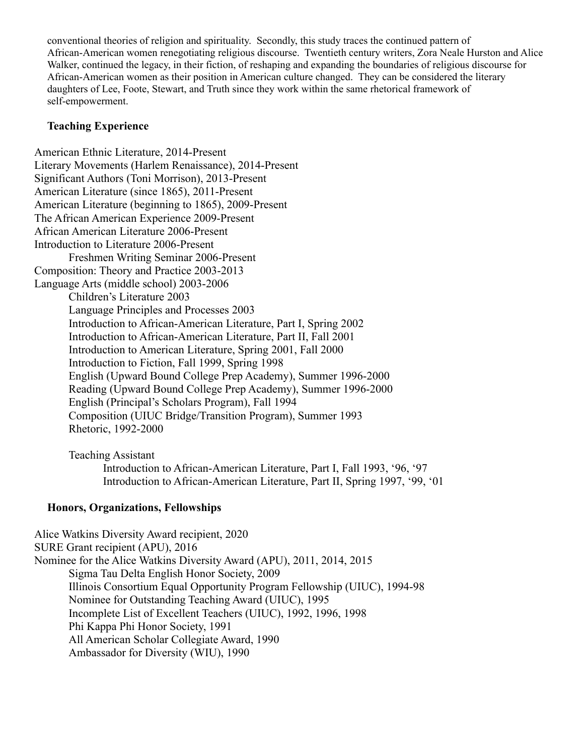conventional theories of religion and spirituality. Secondly, this study traces the continued pattern of African-American women renegotiating religious discourse. Twentieth century writers, Zora Neale Hurston and Alice Walker, continued the legacy, in their fiction, of reshaping and expanding the boundaries of religious discourse for African-American women as their position in American culture changed. They can be considered the literary daughters of Lee, Foote, Stewart, and Truth since they work within the same rhetorical framework of self-empowerment.

**Teaching Experience**

American Ethnic Literature, 2014-Present
Literary Movements (Harlem Renaissance), 2014-Present
Significant Authors (Toni Morrison), 2013-Present
American Literature (since 1865), 2011-Present
American Literature (beginning to 1865), 2009-Present
The African American Experience 2009-Present
African American Literature 2006-Present
Introduction to Literature 2006-Present
Freshmen Writing Seminar 2006-Present
Composition: Theory and Practice 2003-2013
Language Arts (middle school) 2003-2006
Children's Literature 2003
Language Principles and Processes 2003
Introduction to African-American Literature, Part I, Spring 2002
Introduction to African-American Literature, Part II, Fall 2001
Introduction to American Literature, Spring 2001, Fall 2000
Introduction to Fiction, Fall 1999, Spring 1998
English (Upward Bound College Prep Academy), Summer 1996-2000
Reading (Upward Bound College Prep Academy), Summer 1996-2000
English (Principal's Scholars Program), Fall 1994
Composition (UIUC Bridge/Transition Program), Summer 1993
Rhetoric, 1992-2000

Teaching Assistant
Introduction to African-American Literature, Part I, Fall 1993, '96, '97
Introduction to African-American Literature, Part II, Spring 1997, '99, '01

**Honors, Organizations, Fellowships**

Alice Watkins Diversity Award recipient, 2020
SURE Grant recipient (APU), 2016
Nominee for the Alice Watkins Diversity Award (APU), 2011, 2014, 2015
Sigma Tau Delta English Honor Society, 2009
Illinois Consortium Equal Opportunity Program Fellowship (UIUC), 1994-98
Nominee for Outstanding Teaching Award (UIUC), 1995
Incomplete List of Excellent Teachers (UIUC), 1992, 1996, 1998
Phi Kappa Phi Honor Society, 1991
All American Scholar Collegiate Award, 1990
Ambassador for Diversity (WIU), 1990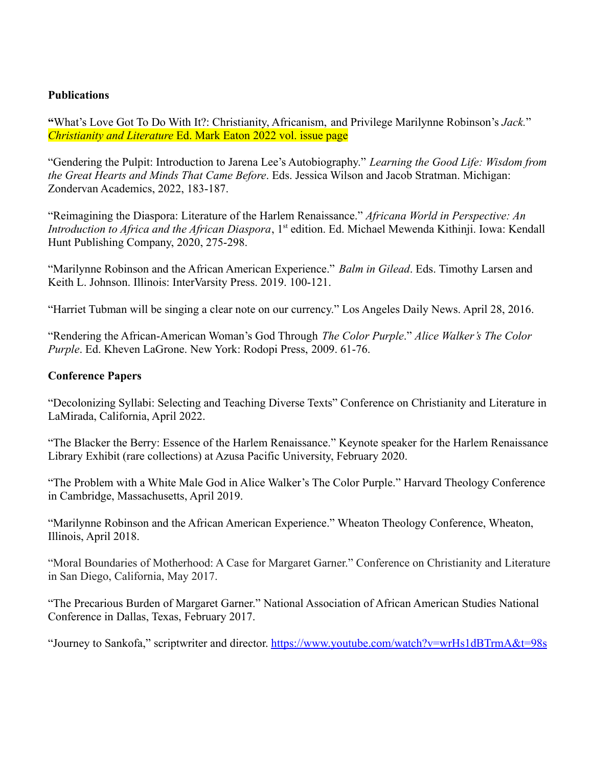**Publications**

**“**What’s Love Got To Do With It?: Christianity, Africanism, and Privilege Marilynne Robinson’s *Jack.*” *Christianity and Literature* Ed. Mark Eaton 2022 vol. issue page

“Gendering the Pulpit: Introduction to Jarena Lee’s Autobiography.” *Learning the Good Life: Wisdom from the Great Hearts and Minds That Came Before*. Eds. Jessica Wilson and Jacob Stratman. Michigan: Zondervan Academics, 2022, 183-187.

“Reimagining the Diaspora: Literature of the Harlem Renaissance.” *Africana World in Perspective: An Introduction to Africa and the African Diaspora*, 1st edition. Ed. Michael Mewenda Kithinji. Iowa: Kendall Hunt Publishing Company, 2020, 275-298.

“Marilynne Robinson and the African American Experience.” *Balm in Gilead*. Eds. Timothy Larsen and Keith L. Johnson. Illinois: InterVarsity Press. 2019. 100-121.

“Harriet Tubman will be singing a clear note on our currency.” Los Angeles Daily News. April 28, 2016.

“Rendering the African-American Woman’s God Through *The Color Purple*.” *Alice Walker’s The Color Purple*. Ed. Kheven LaGrone. New York: Rodopi Press, 2009. 61-76.

**Conference Papers**

“Decolonizing Syllabi: Selecting and Teaching Diverse Texts” Conference on Christianity and Literature in LaMirada, California, April 2022.

“The Blacker the Berry: Essence of the Harlem Renaissance.” Keynote speaker for the Harlem Renaissance Library Exhibit (rare collections) at Azusa Pacific University, February 2020.

“The Problem with a White Male God in Alice Walker’s The Color Purple.” Harvard Theology Conference in Cambridge, Massachusetts, April 2019.

“Marilynne Robinson and the African American Experience.” Wheaton Theology Conference, Wheaton, Illinois, April 2018.

“Moral Boundaries of Motherhood: A Case for Margaret Garner.” Conference on Christianity and Literature in San Diego, California, May 2017.

“The Precarious Burden of Margaret Garner.” National Association of African American Studies National Conference in Dallas, Texas, February 2017.

“Journey to Sankofa,” scriptwriter and director. https://www.youtube.com/watch?v=wrHs1dBTrmA&t=98s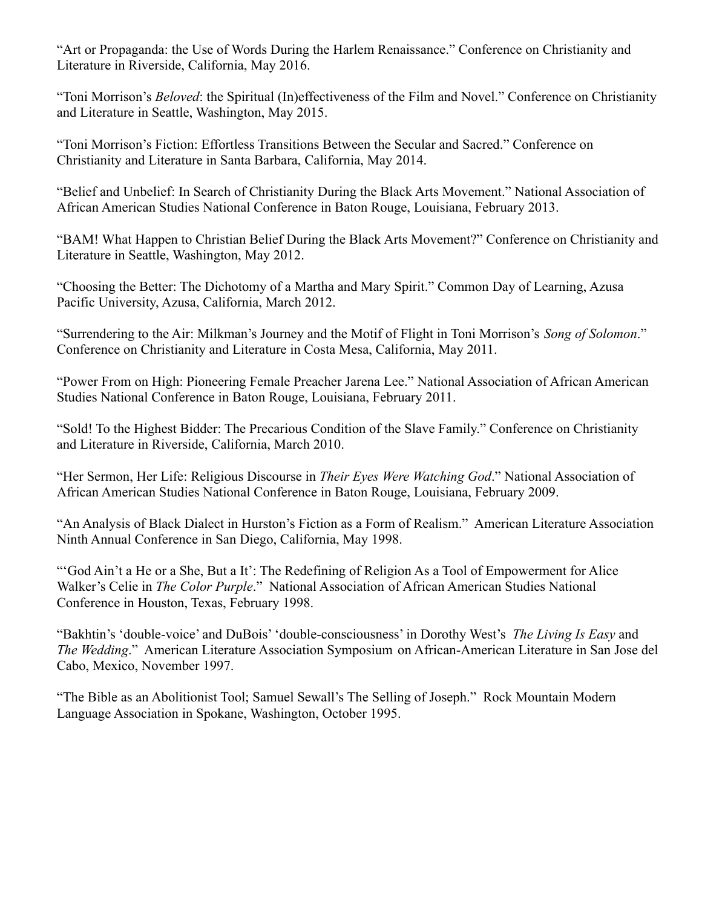"Art or Propaganda: the Use of Words During the Harlem Renaissance." Conference on Christianity and Literature in Riverside, California, May 2016.

"Toni Morrison's *Beloved*: the Spiritual (In)effectiveness of the Film and Novel." Conference on Christianity and Literature in Seattle, Washington, May 2015.

"Toni Morrison's Fiction: Effortless Transitions Between the Secular and Sacred." Conference on Christianity and Literature in Santa Barbara, California, May 2014.

"Belief and Unbelief: In Search of Christianity During the Black Arts Movement." National Association of African American Studies National Conference in Baton Rouge, Louisiana, February 2013.

"BAM! What Happen to Christian Belief During the Black Arts Movement?" Conference on Christianity and Literature in Seattle, Washington, May 2012.

"Choosing the Better: The Dichotomy of a Martha and Mary Spirit." Common Day of Learning, Azusa Pacific University, Azusa, California, March 2012.

"Surrendering to the Air: Milkman's Journey and the Motif of Flight in Toni Morrison's *Song of Solomon*." Conference on Christianity and Literature in Costa Mesa, California, May 2011.

"Power From on High: Pioneering Female Preacher Jarena Lee." National Association of African American Studies National Conference in Baton Rouge, Louisiana, February 2011.

"Sold! To the Highest Bidder: The Precarious Condition of the Slave Family." Conference on Christianity and Literature in Riverside, California, March 2010.

"Her Sermon, Her Life: Religious Discourse in *Their Eyes Were Watching God*." National Association of African American Studies National Conference in Baton Rouge, Louisiana, February 2009.

"An Analysis of Black Dialect in Hurston's Fiction as a Form of Realism." American Literature Association Ninth Annual Conference in San Diego, California, May 1998.

"'God Ain't a He or a She, But a It': The Redefining of Religion As a Tool of Empowerment for Alice Walker's Celie in *The Color Purple*." National Association of African American Studies National Conference in Houston, Texas, February 1998.

"Bakhtin's 'double-voice' and DuBois' 'double-consciousness' in Dorothy West's *The Living Is Easy* and *The Wedding*." American Literature Association Symposium on African-American Literature in San Jose del Cabo, Mexico, November 1997.

"The Bible as an Abolitionist Tool; Samuel Sewall's The Selling of Joseph." Rock Mountain Modern Language Association in Spokane, Washington, October 1995.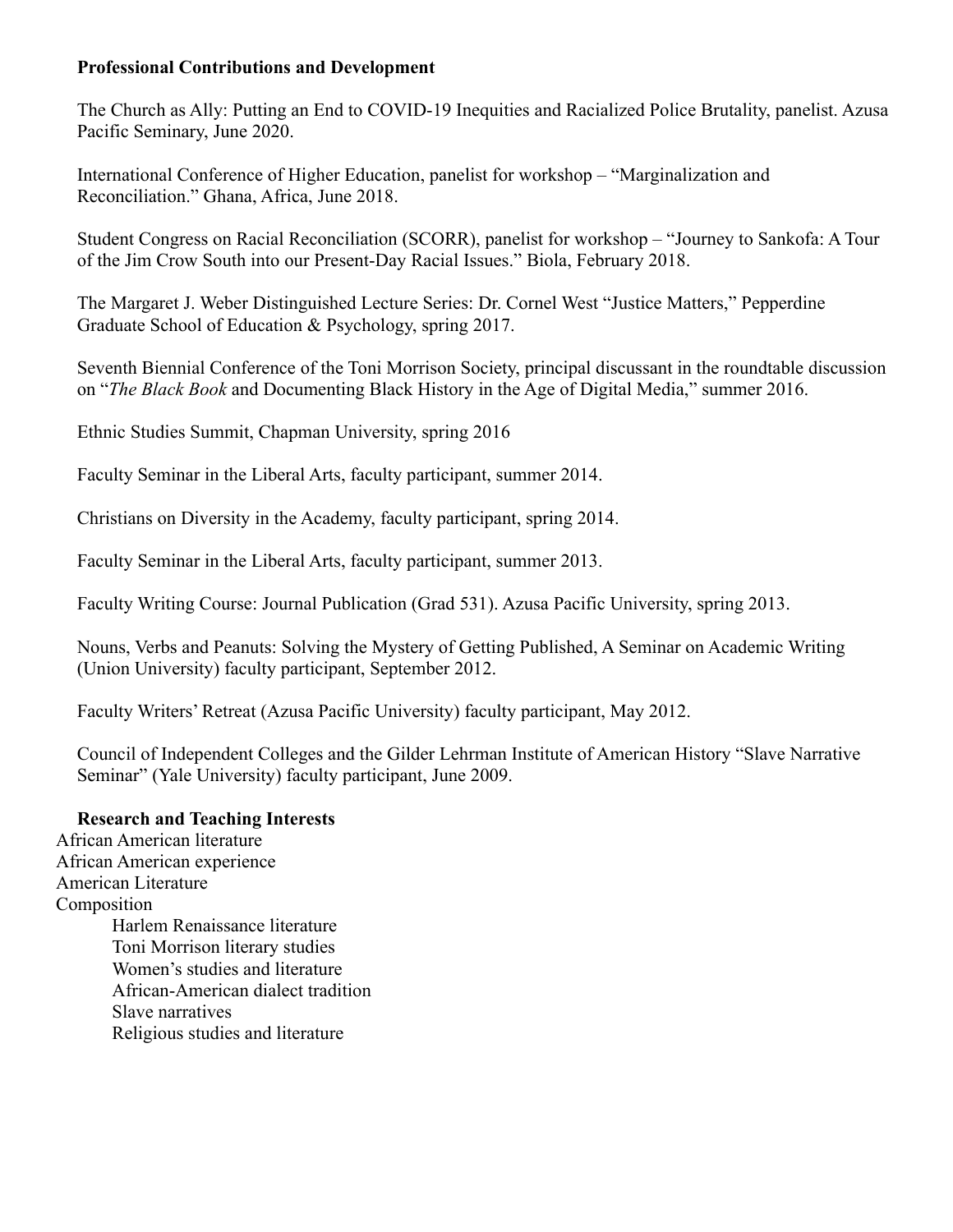**Professional Contributions and Development**

The Church as Ally: Putting an End to COVID-19 Inequities and Racialized Police Brutality, panelist. Azusa Pacific Seminary, June 2020.

International Conference of Higher Education, panelist for workshop – "Marginalization and Reconciliation." Ghana, Africa, June 2018.

Student Congress on Racial Reconciliation (SCORR), panelist for workshop – "Journey to Sankofa: A Tour of the Jim Crow South into our Present-Day Racial Issues." Biola, February 2018.

The Margaret J. Weber Distinguished Lecture Series: Dr. Cornel West "Justice Matters," Pepperdine Graduate School of Education & Psychology, spring 2017.

Seventh Biennial Conference of the Toni Morrison Society, principal discussant in the roundtable discussion on "*The Black Book* and Documenting Black History in the Age of Digital Media," summer 2016.

Ethnic Studies Summit, Chapman University, spring 2016

Faculty Seminar in the Liberal Arts, faculty participant, summer 2014.

Christians on Diversity in the Academy, faculty participant, spring 2014.

Faculty Seminar in the Liberal Arts, faculty participant, summer 2013.

Faculty Writing Course: Journal Publication (Grad 531). Azusa Pacific University, spring 2013.

Nouns, Verbs and Peanuts: Solving the Mystery of Getting Published, A Seminar on Academic Writing (Union University) faculty participant, September 2012.

Faculty Writers' Retreat (Azusa Pacific University) faculty participant, May 2012.

Council of Independent Colleges and the Gilder Lehrman Institute of American History "Slave Narrative Seminar" (Yale University) faculty participant, June 2009.

**Research and Teaching Interests**

African American literature
African American experience
American Literature
Composition
- Harlem Renaissance literature
- Toni Morrison literary studies
- Women's studies and literature
- African-American dialect tradition
- Slave narratives
- Religious studies and literature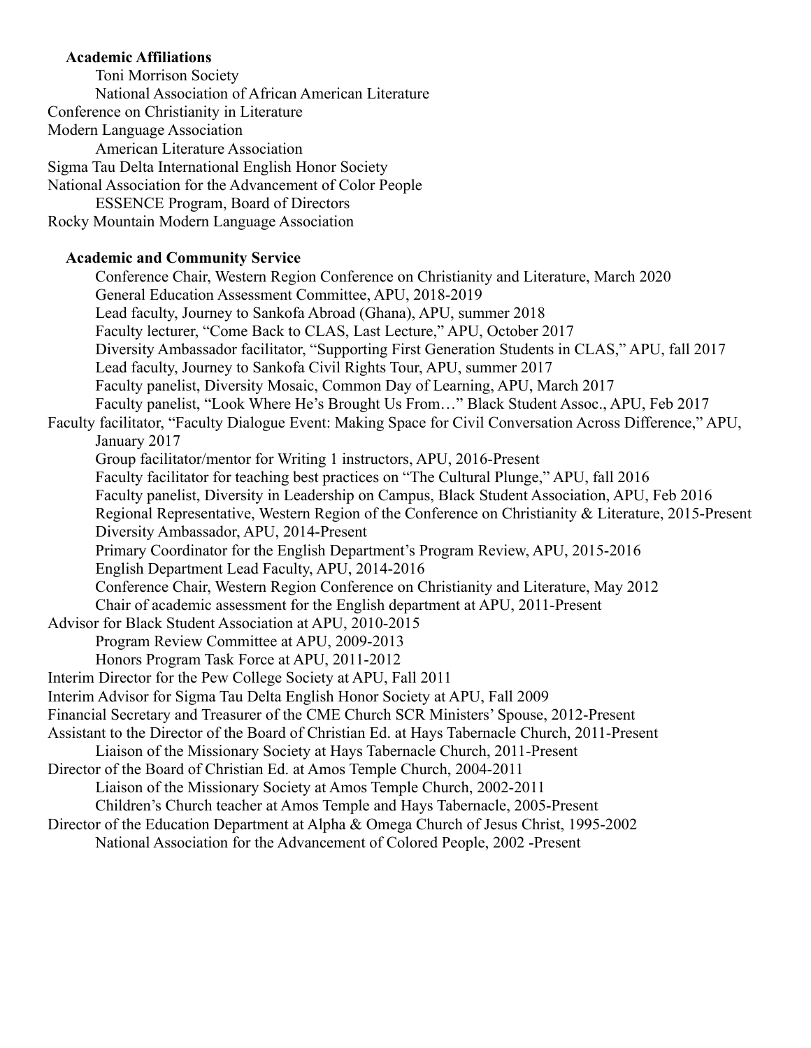### Academic Affiliations

- Toni Morrison Society
- National Association of African American Literature
- Conference on Christianity in Literature
- Modern Language Association
- American Literature Association
- Sigma Tau Delta International English Honor Society
- National Association for the Advancement of Color People
- ESSENCE Program, Board of Directors
- Rocky Mountain Modern Language Association

### Academic and Community Service

- Conference Chair, Western Region Conference on Christianity and Literature, March 2020
- General Education Assessment Committee, APU, 2018-2019
- Lead faculty, Journey to Sankofa Abroad (Ghana), APU, summer 2018
- Faculty lecturer, "Come Back to CLAS, Last Lecture," APU, October 2017
- Diversity Ambassador facilitator, "Supporting First Generation Students in CLAS," APU, fall 2017
- Lead faculty, Journey to Sankofa Civil Rights Tour, APU, summer 2017
- Faculty panelist, Diversity Mosaic, Common Day of Learning, APU, March 2017
- Faculty panelist, "Look Where He's Brought Us From…" Black Student Assoc., APU, Feb 2017
- Faculty facilitator, "Faculty Dialogue Event: Making Space for Civil Conversation Across Difference," APU, January 2017
- Group facilitator/mentor for Writing 1 instructors, APU, 2016-Present
- Faculty facilitator for teaching best practices on "The Cultural Plunge," APU, fall 2016
- Faculty panelist, Diversity in Leadership on Campus, Black Student Association, APU, Feb 2016
- Regional Representative, Western Region of the Conference on Christianity & Literature, 2015-Present
- Diversity Ambassador, APU, 2014-Present
- Primary Coordinator for the English Department's Program Review, APU, 2015-2016
- English Department Lead Faculty, APU, 2014-2016
- Conference Chair, Western Region Conference on Christianity and Literature, May 2012
- Chair of academic assessment for the English department at APU, 2011-Present
- Advisor for Black Student Association at APU, 2010-2015
- Program Review Committee at APU, 2009-2013
- Honors Program Task Force at APU, 2011-2012
- Interim Director for the Pew College Society at APU, Fall 2011
- Interim Advisor for Sigma Tau Delta English Honor Society at APU, Fall 2009
- Financial Secretary and Treasurer of the CME Church SCR Ministers' Spouse, 2012-Present
- Assistant to the Director of the Board of Christian Ed. at Hays Tabernacle Church, 2011-Present
- Liaison of the Missionary Society at Hays Tabernacle Church, 2011-Present
- Director of the Board of Christian Ed. at Amos Temple Church, 2004-2011
- Liaison of the Missionary Society at Amos Temple Church, 2002-2011
- Children's Church teacher at Amos Temple and Hays Tabernacle, 2005-Present
- Director of the Education Department at Alpha & Omega Church of Jesus Christ, 1995-2002
- National Association for the Advancement of Colored People, 2002 -Present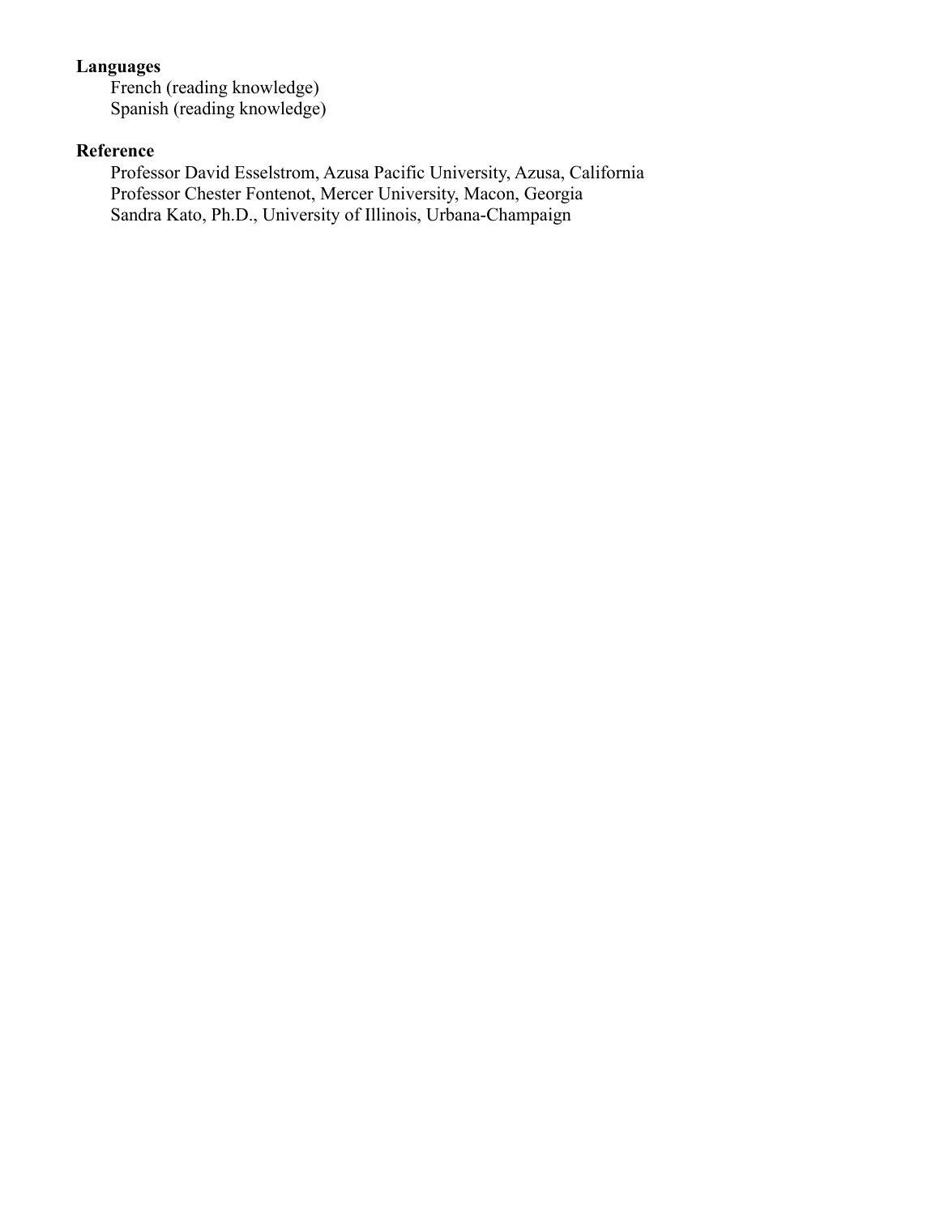**Languages**

French (reading knowledge)
Spanish (reading knowledge)

**Reference**

Professor David Esselstrom, Azusa Pacific University, Azusa, California
Professor Chester Fontenot, Mercer University, Macon, Georgia
Sandra Kato, Ph.D., University of Illinois, Urbana-Champaign